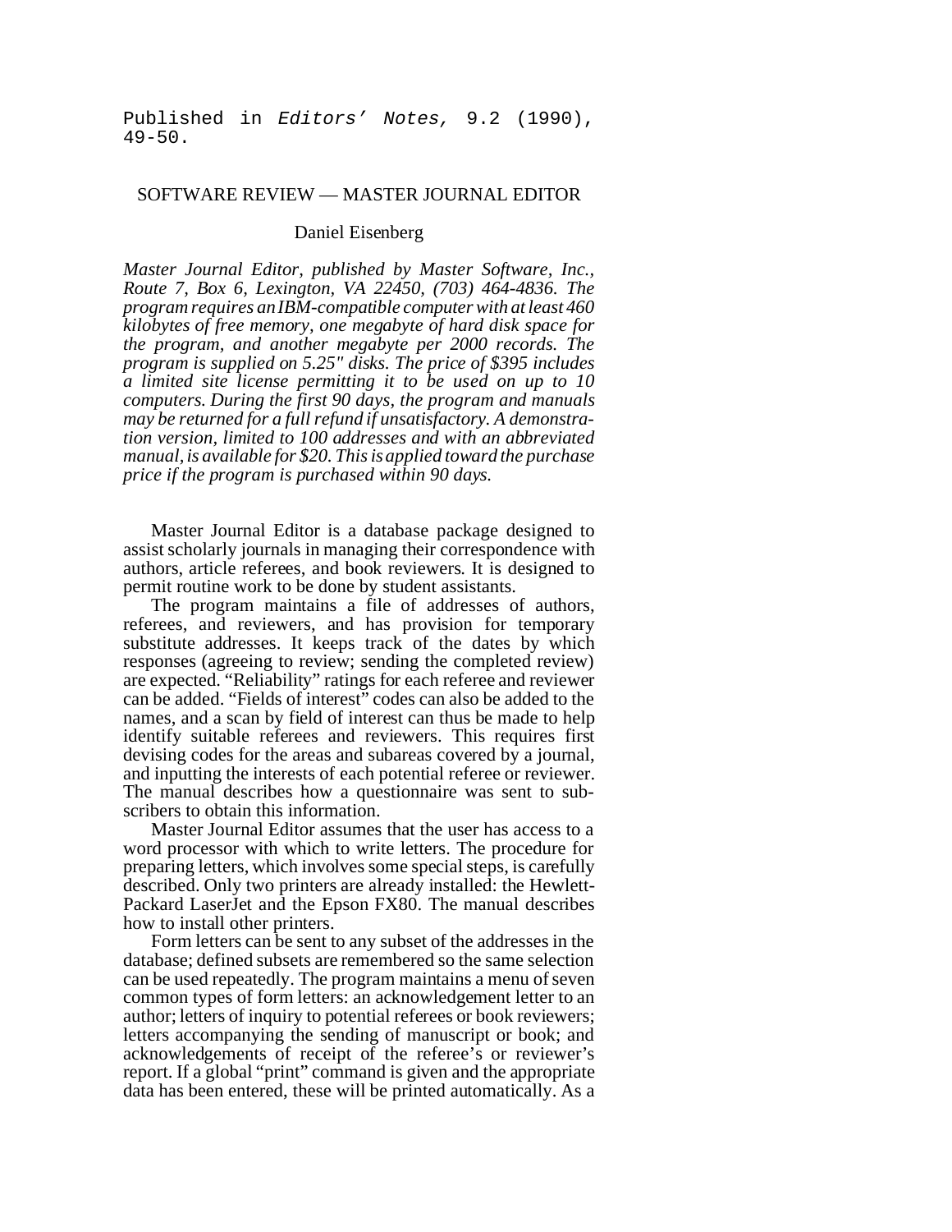Published in *Editors' Notes,* 9.2 (1990), 49-50.

# SOFTWARE REVIEW — MASTER JOURNAL EDITOR

Daniel Eisenberg

*Master Journal Editor, published by Master Software, Inc., Route 7, Box 6, Lexington, VA 22450, (703) 464-4836. The program requires an IBM-compatible computer with at least 460 kilobytes of free memory, one megabyte of hard disk space for the program, and another megabyte per 2000 records. The program is supplied on 5.25" disks. The price of $395 includes a limited site license permitting it to be used on up to 10 computers. During the first 90 days, the program and manuals may be returned for a full refund if unsatisfactory. A demonstration version, limited to 100 addresses and with an abbreviated manual, is available for $20. This is applied toward the purchase price if the program is purchased within 90 days.*

Master Journal Editor is a database package designed to assist scholarly journals in managing their correspondence with authors, article referees, and book reviewers. It is designed to permit routine work to be done by student assistants.

The program maintains a file of addresses of authors, referees, and reviewers, and has provision for temporary substitute addresses. It keeps track of the dates by which responses (agreeing to review; sending the completed review) are expected. "Reliability" ratings for each referee and reviewer can be added. "Fields of interest" codes can also be added to the names, and a scan by field of interest can thus be made to help identify suitable referees and reviewers. This requires first devising codes for the areas and subareas covered by a journal, and inputting the interests of each potential referee or reviewer. The manual describes how a questionnaire was sent to subscribers to obtain this information.

Master Journal Editor assumes that the user has access to a word processor with which to write letters. The procedure for preparing letters, which involves some special steps, is carefully described. Only two printers are already installed: the Hewlett-Packard LaserJet and the Epson FX80. The manual describes how to install other printers.

Form letters can be sent to any subset of the addresses in the database; defined subsets are remembered so the same selection can be used repeatedly. The program maintains a menu of seven common types of form letters: an acknowledgement letter to an author; letters of inquiry to potential referees or book reviewers; letters accompanying the sending of manuscript or book; and acknowledgements of receipt of the referee's or reviewer's report. If a global "print" command is given and the appropriate data has been entered, these will be printed automatically. As a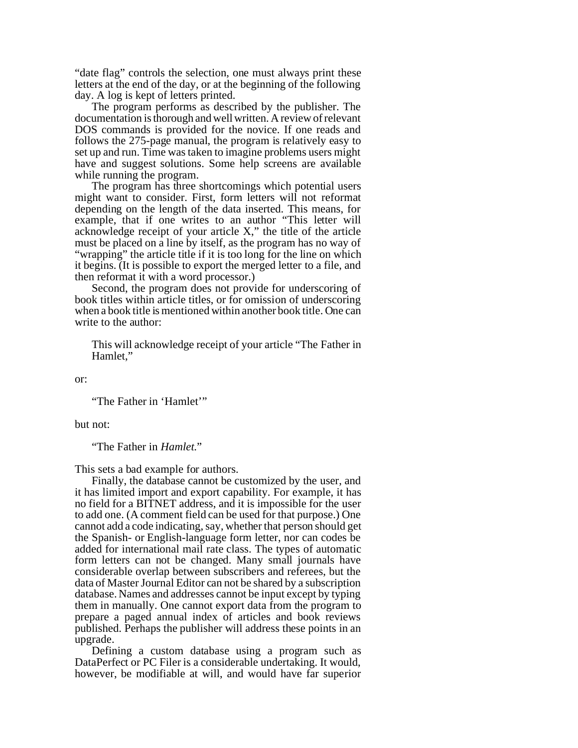"date flag" controls the selection, one must always print these letters at the end of the day, or at the beginning of the following day. A log is kept of letters printed.

The program performs as described by the publisher. The documentation is thorough and well written. A review of relevant DOS commands is provided for the novice. If one reads and follows the 275-page manual, the program is relatively easy to set up and run. Time was taken to imagine problems users might have and suggest solutions. Some help screens are available while running the program.

The program has three shortcomings which potential users might want to consider. First, form letters will not reformat depending on the length of the data inserted. This means, for example, that if one writes to an author "This letter will acknowledge receipt of your article X," the title of the article must be placed on a line by itself, as the program has no way of "wrapping" the article title if it is too long for the line on which it begins. (It is possible to export the merged letter to a file, and then reformat it with a word processor.)

Second, the program does not provide for underscoring of book titles within article titles, or for omission of underscoring when a book title is mentioned within another book title. One can write to the author:

> This will acknowledge receipt of your article "The Father in Hamlet,"

or:

> "The Father in 'Hamlet'"

but not:

> "The Father in *Hamlet.*"

This sets a bad example for authors.

Finally, the database cannot be customized by the user, and it has limited import and export capability. For example, it has no field for a BITNET address, and it is impossible for the user to add one. (A comment field can be used for that purpose.) One cannot add a code indicating, say, whether that person should get the Spanish- or English-language form letter, nor can codes be added for international mail rate class. The types of automatic form letters can not be changed. Many small journals have considerable overlap between subscribers and referees, but the data of Master Journal Editor can not be shared by a subscription database. Names and addresses cannot be input except by typing them in manually. One cannot export data from the program to prepare a paged annual index of articles and book reviews published. Perhaps the publisher will address these points in an upgrade.

Defining a custom database using a program such as DataPerfect or PC Filer is a considerable undertaking. It would, however, be modifiable at will, and would have far superior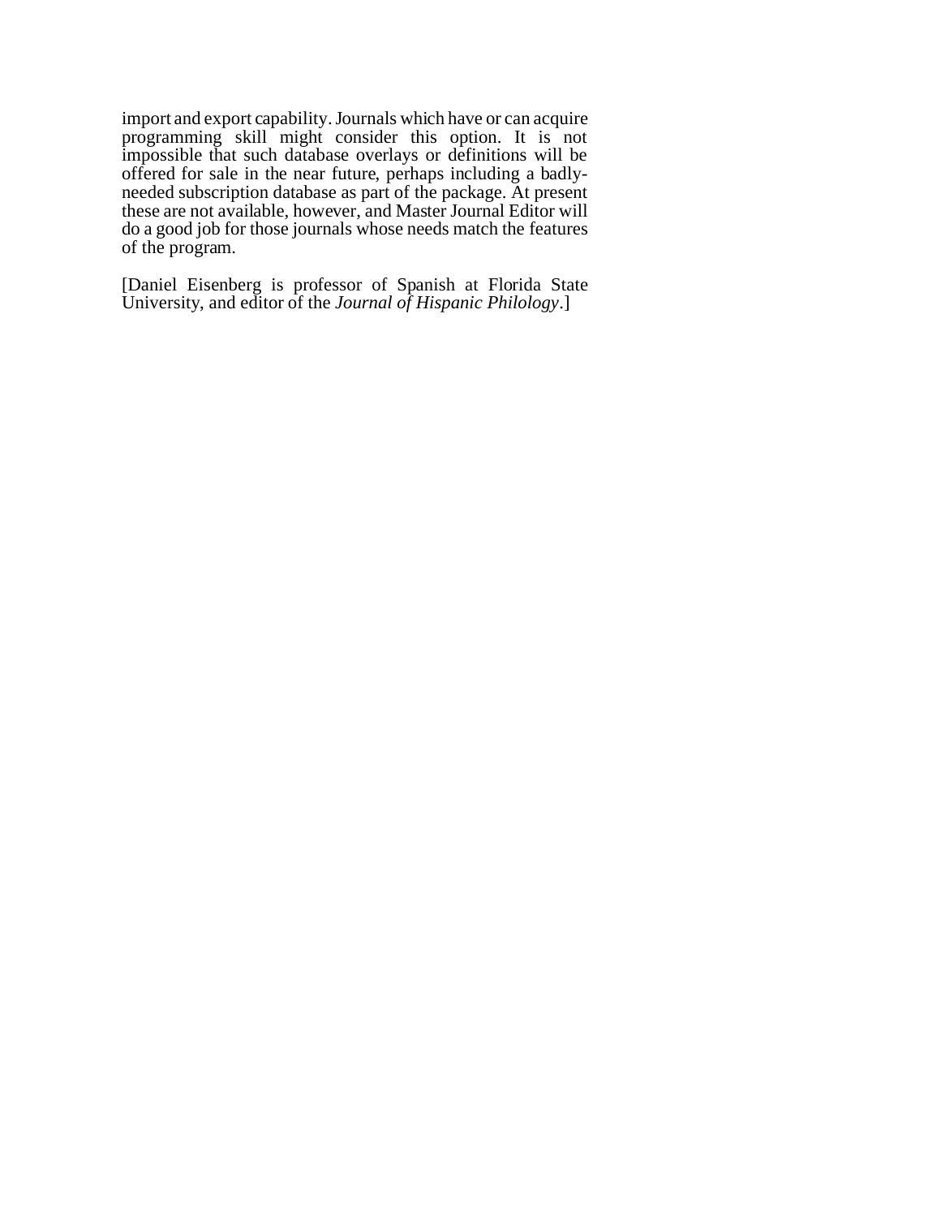import and export capability. Journals which have or can acquire programming skill might consider this option. It is not impossible that such database overlays or definitions will be offered for sale in the near future, perhaps including a badly-needed subscription database as part of the package. At present these are not available, however, and Master Journal Editor will do a good job for those journals whose needs match the features of the program.

[Daniel Eisenberg is professor of Spanish at Florida State University, and editor of the *Journal of Hispanic Philology*.]